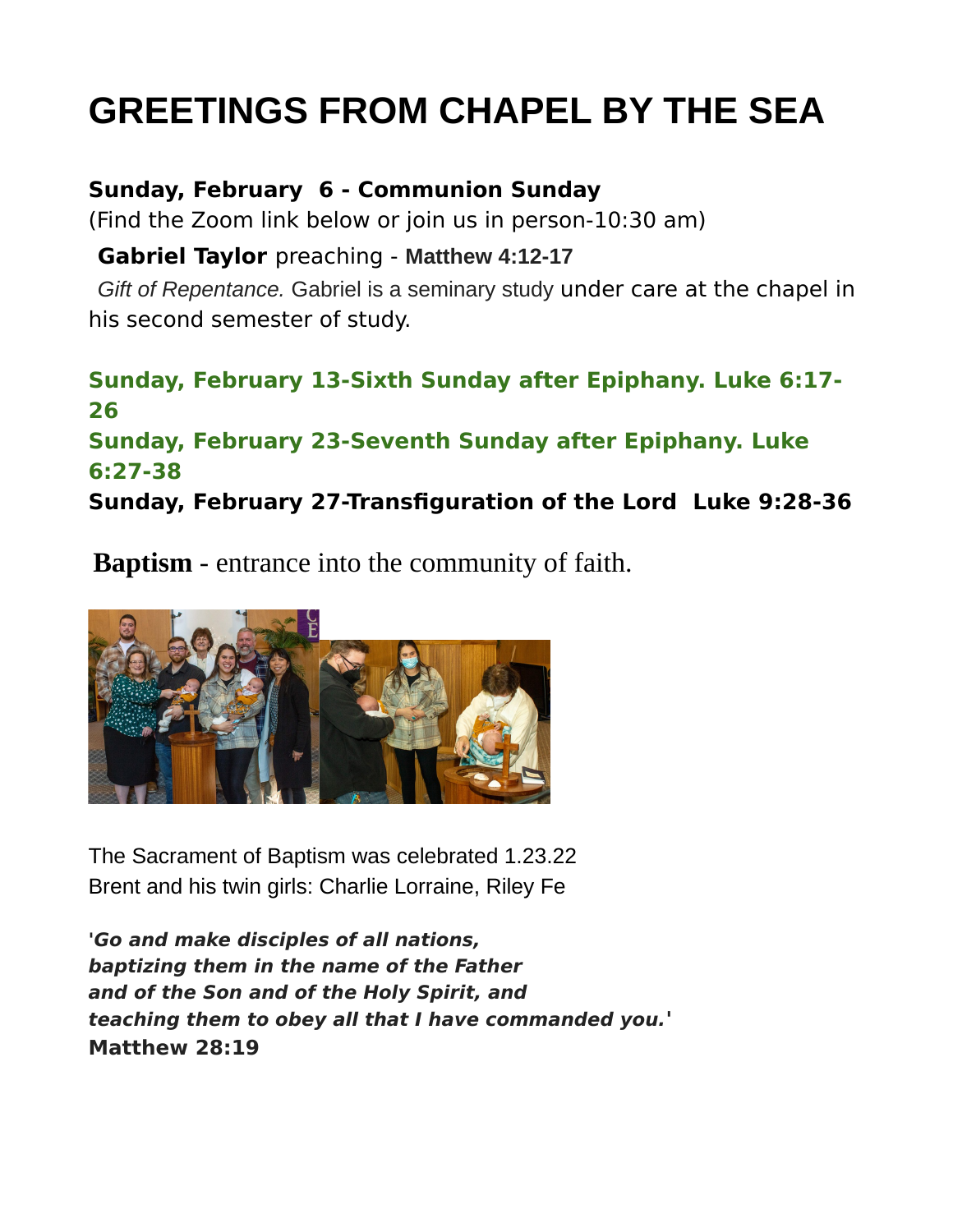# GREETINGS FROM CHAPEL BY THE SEA

**Sunday, February 6 - Communion Sunday**
(Find the Zoom link below or join us in person-10:30 am)

**Gabriel Taylor** preaching - **Matthew 4:12-17**

*Gift of Repentance.* Gabriel is a seminary study under care at the chapel in his second semester of study.

**Sunday, February 13-Sixth Sunday after Epiphany. Luke 6:17-26**
**Sunday, February 23-Seventh Sunday after Epiphany. Luke 6:27-38**
**Sunday, February 27-Transfiguration of the Lord Luke 9:28-36**

**Baptism** - entrance into the community of faith.

The Sacrament of Baptism was celebrated 1.23.22
Brent and his twin girls: Charlie Lorraine, Riley Fe

***'Go and make disciples of all nations,***
***baptizing them in the name of the Father***
***and of the Son and of the Holy Spirit, and***
***teaching them to obey all that I have commanded you.'***
**Matthew 28:19**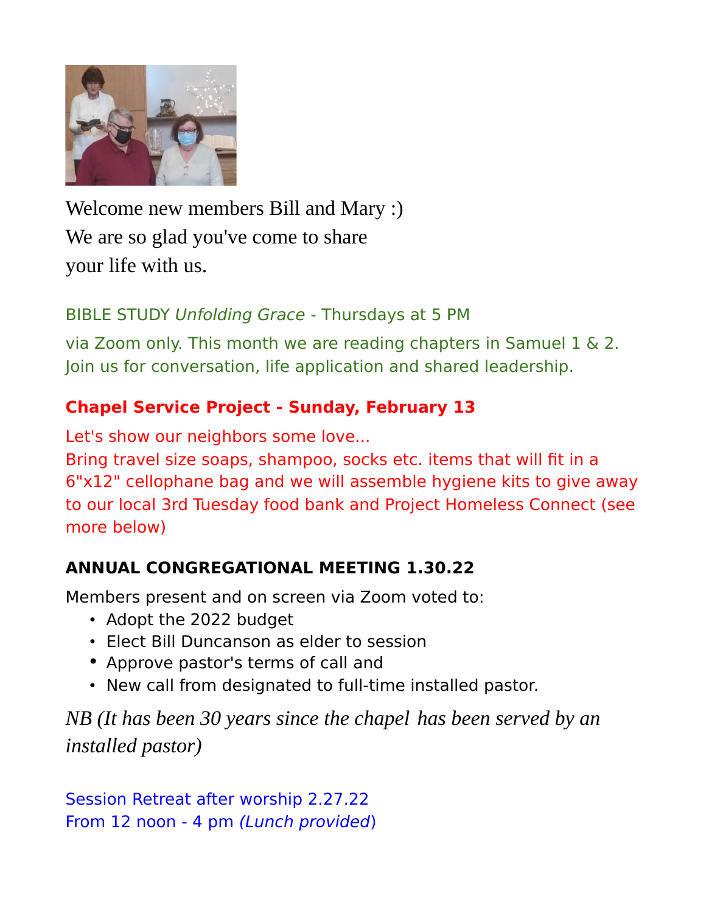Welcome new members Bill and Mary :)
We are so glad you've come to share
your life with us.

BIBLE STUDY *Unfolding Grace* - Thursdays at 5 PM

via Zoom only. This month we are reading chapters in Samuel 1 & 2. Join us for conversation, life application and shared leadership.

**Chapel Service Project - Sunday, February 13**

Let's show our neighbors some love...
Bring travel size soaps, shampoo, socks etc. items that will fit in a 6"x12" cellophane bag and we will assemble hygiene kits to give away to our local 3rd Tuesday food bank and Project Homeless Connect (see more below)

**ANNUAL CONGREGATIONAL MEETING 1.30.22**

Members present and on screen via Zoom voted to:

- Adopt the 2022 budget
- Elect Bill Duncanson as elder to session
- Approve pastor's terms of call and
- New call from designated to full-time installed pastor.

*NB (It has been 30 years since the chapel has been served by an installed pastor)*

Session Retreat after worship 2.27.22
From 12 noon - 4 pm *(Lunch provided)*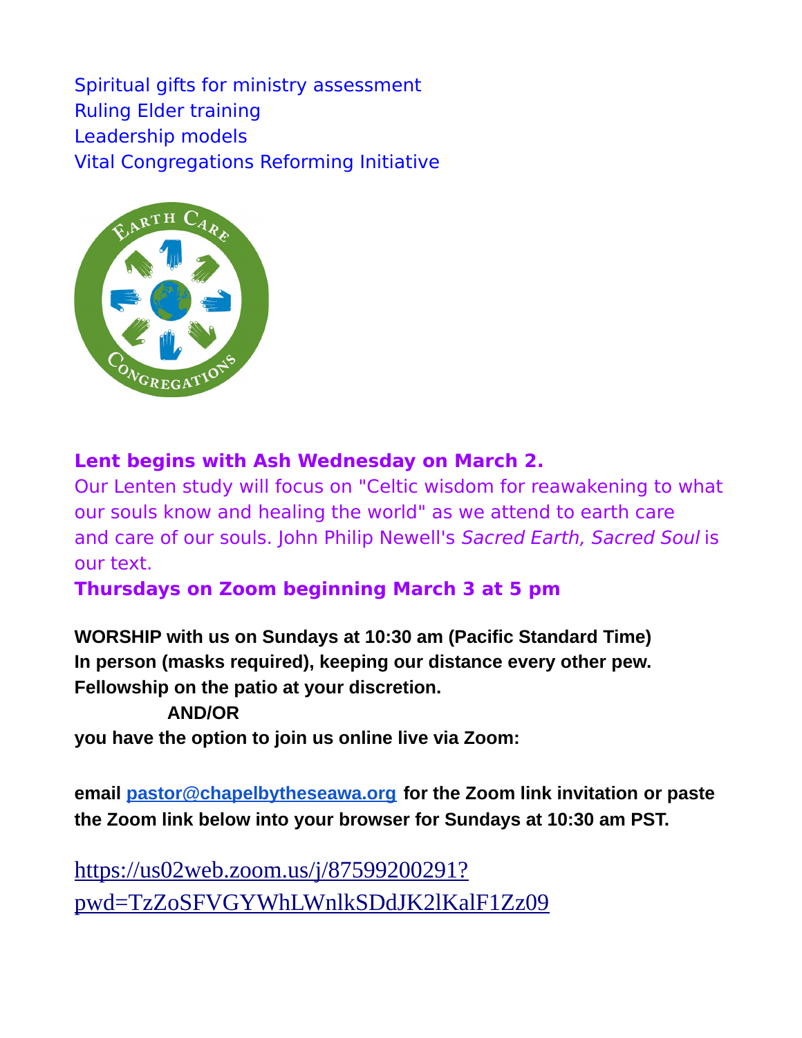Spiritual gifts for ministry assessment
Ruling Elder training
Leadership models
Vital Congregations Reforming Initiative

**Lent begins with Ash Wednesday on March 2.**

Our Lenten study will focus on "Celtic wisdom for reawakening to what our souls know and healing the world" as we attend to earth care and care of our souls. John Philip Newell's *Sacred Earth, Sacred Soul* is our text.

**Thursdays on Zoom beginning March 3 at 5 pm**

**WORSHIP with us on Sundays at 10:30 am (Pacific Standard Time)**
**In person (masks required), keeping our distance every other pew.**
**Fellowship on the patio at your discretion.**

**AND/OR**

**you have the option to join us online live via Zoom:**

**email pastor@chapelbytheseawa.org for the Zoom link invitation or paste the Zoom link below into your browser for Sundays at 10:30 am PST.**

https://us02web.zoom.us/j/87599200291?pwd=TzZoSFVGYWhLWnlkSDdJK2lKalF1Zz09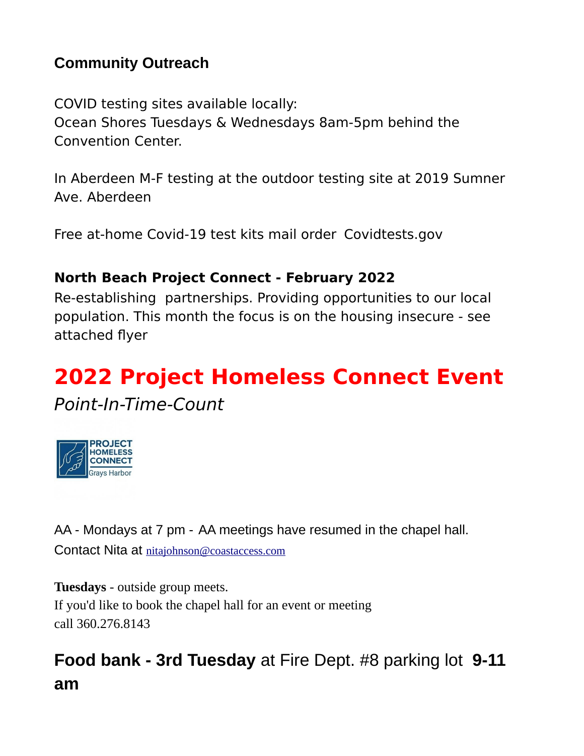### Community Outreach

COVID testing sites available locally:
Ocean Shores Tuesdays & Wednesdays 8am-5pm behind the Convention Center.

In Aberdeen M-F testing at the outdoor testing site at 2019 Sumner Ave. Aberdeen

Free at-home Covid-19 test kits mail order Covidtests.gov

**North Beach Project Connect - February 2022**
Re-establishing partnerships. Providing opportunities to our local population. This month the focus is on the housing insecure - see attached flyer

## 2022 Project Homeless Connect Event

*Point-In-Time-Count*

PROJECT HOMELESS CONNECT
Grays Harbor

AA - Mondays at 7 pm - AA meetings have resumed in the chapel hall.
Contact Nita at nitajohnson@coastaccess.com

**Tuesdays** - outside group meets.
If you'd like to book the chapel hall for an event or meeting
call 360.276.8143

### Food bank - 3rd Tuesday at Fire Dept. #8 parking lot 9-11 am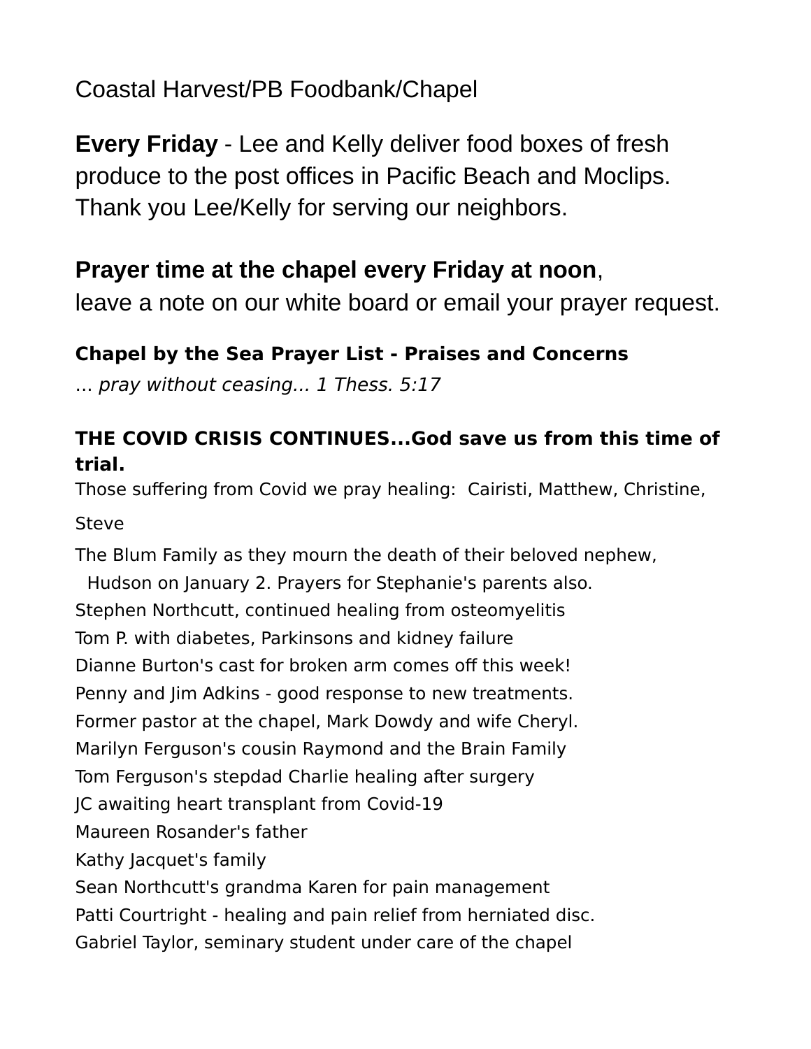Coastal Harvest/PB Foodbank/Chapel

**Every Friday** - Lee and Kelly deliver food boxes of fresh produce to the post offices in Pacific Beach and Moclips. Thank you Lee/Kelly for serving our neighbors.

**Prayer time at the chapel every Friday at noon**, leave a note on our white board or email your prayer request.

**Chapel by the Sea Prayer List - Praises and Concerns**

*... pray without ceasing... 1 Thess. 5:17*

**THE COVID CRISIS CONTINUES...God save us from this time of trial.**

Those suffering from Covid we pray healing: Cairisti, Matthew, Christine, Steve

The Blum Family as they mourn the death of their beloved nephew, Hudson on January 2. Prayers for Stephanie's parents also.

Stephen Northcutt, continued healing from osteomyelitis

Tom P. with diabetes, Parkinsons and kidney failure

Dianne Burton's cast for broken arm comes off this week!

Penny and Jim Adkins - good response to new treatments.

Former pastor at the chapel, Mark Dowdy and wife Cheryl.

Marilyn Ferguson's cousin Raymond and the Brain Family

Tom Ferguson's stepdad Charlie healing after surgery

JC awaiting heart transplant from Covid-19

Maureen Rosander's father

Kathy Jacquet's family

Sean Northcutt's grandma Karen for pain management

Patti Courtright - healing and pain relief from herniated disc.

Gabriel Taylor, seminary student under care of the chapel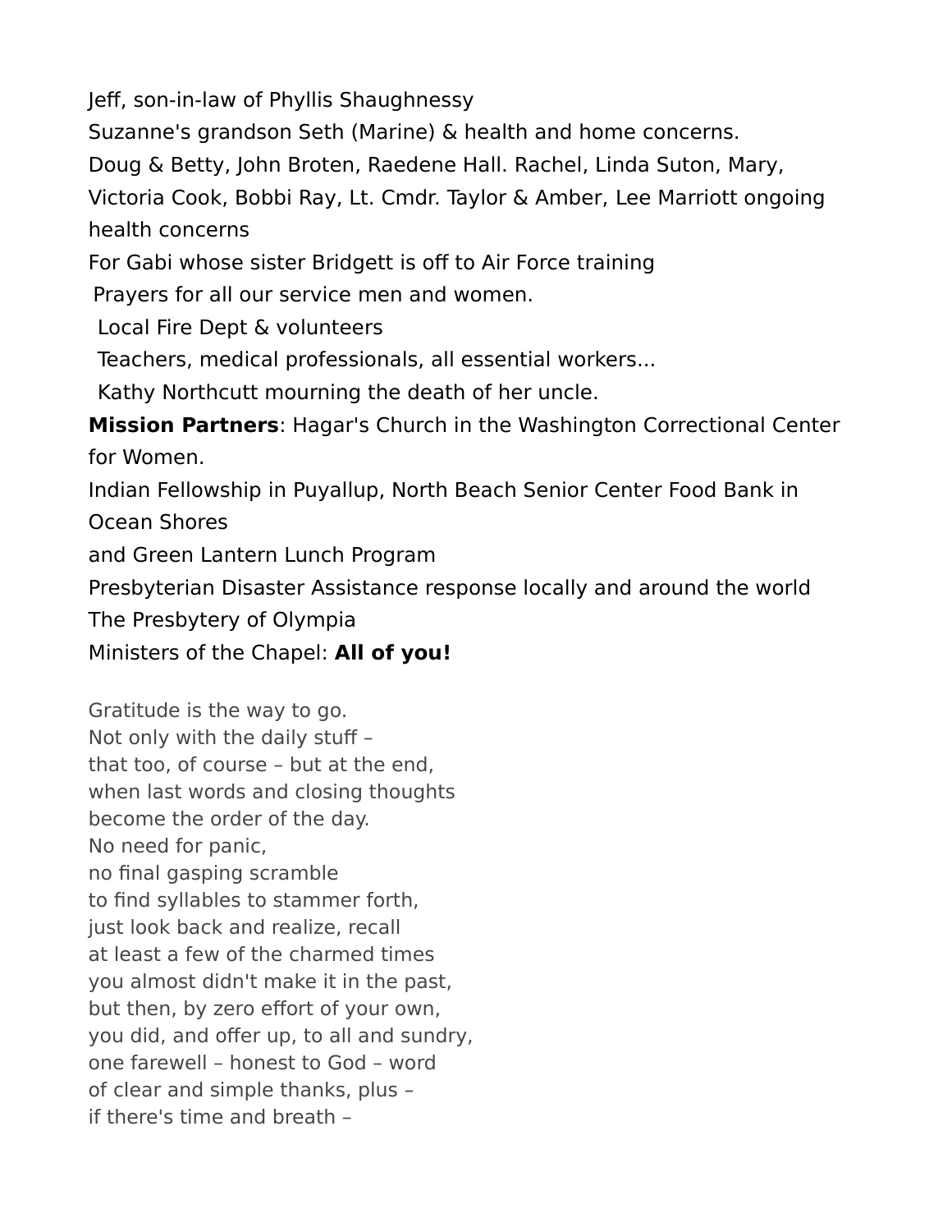Jeff, son-in-law of Phyllis Shaughnessy

Suzanne's grandson Seth (Marine) & health and home concerns.

Doug & Betty, John Broten, Raedene Hall. Rachel, Linda Suton, Mary, Victoria Cook, Bobbi Ray, Lt. Cmdr. Taylor & Amber, Lee Marriott ongoing health concerns

For Gabi whose sister Bridgett is off to Air Force training

Prayers for all our service men and women.

Local Fire Dept & volunteers

Teachers, medical professionals, all essential workers...

Kathy Northcutt mourning the death of her uncle.

**Mission Partners**: Hagar's Church in the Washington Correctional Center for Women.

Indian Fellowship in Puyallup, North Beach Senior Center Food Bank in Ocean Shores

and Green Lantern Lunch Program

Presbyterian Disaster Assistance response locally and around the world

The Presbytery of Olympia

Ministers of the Chapel: **All of you!**

Gratitude is the way to go.
Not only with the daily stuff –
that too, of course – but at the end,
when last words and closing thoughts
become the order of the day.
No need for panic,
no final gasping scramble
to find syllables to stammer forth,
just look back and realize, recall
at least a few of the charmed times
you almost didn't make it in the past,
but then, by zero effort of your own,
you did, and offer up, to all and sundry,
one farewell – honest to God – word
of clear and simple thanks, plus –
if there's time and breath –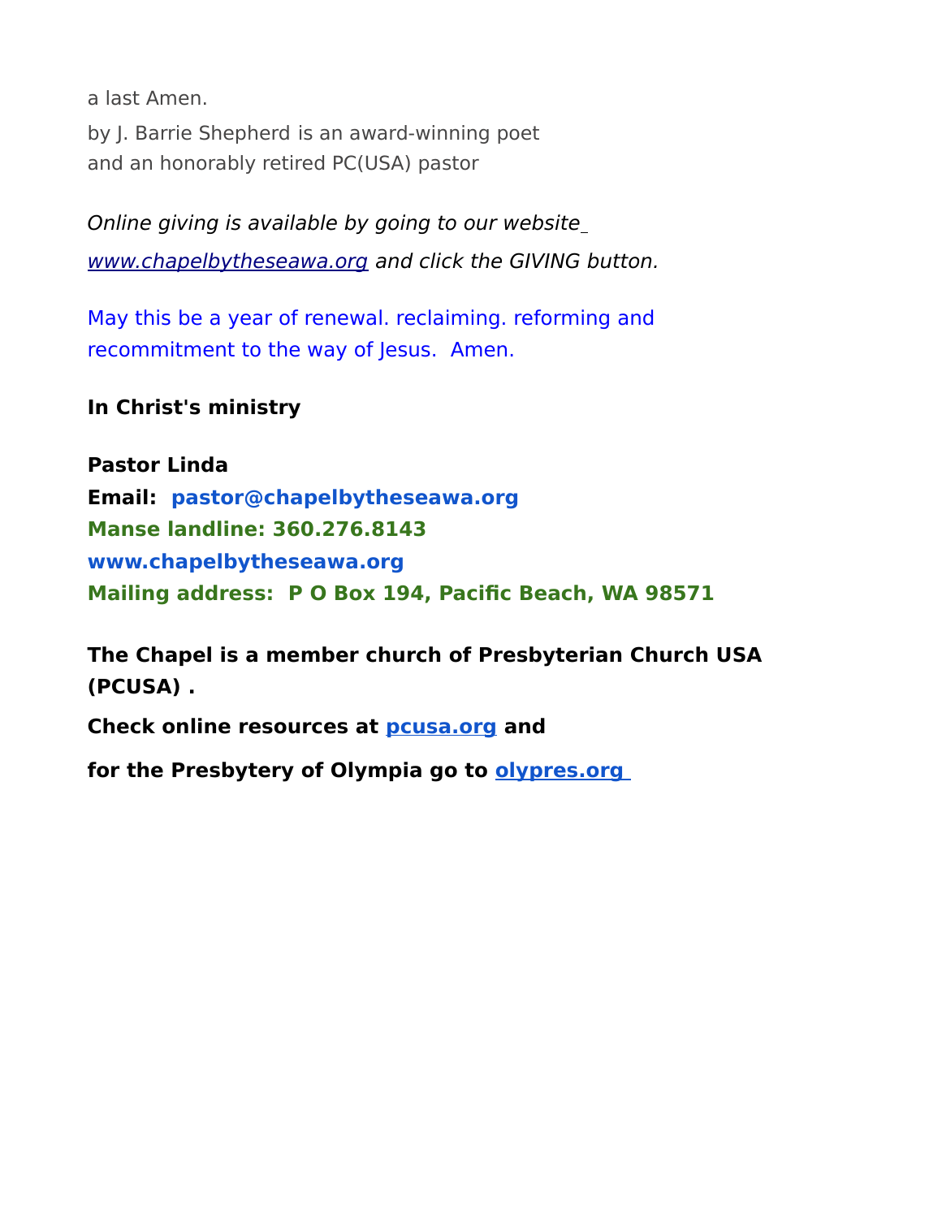a last Amen.

by J. Barrie Shepherd is an award-winning poet
and an honorably retired PC(USA) pastor

*Online giving is available by going to our website [www.chapelbytheseawa.org](http://www.chapelbytheseawa.org) and click the GIVING button.*

May this be a year of renewal. reclaiming. reforming and recommitment to the way of Jesus.  Amen.

**In Christ's ministry**

**Pastor Linda**
**Email:  pastor@chapelbytheseawa.org**
**Manse landline: 360.276.8143**
**www.chapelbytheseawa.org**
**Mailing address:  P O Box 194, Pacific Beach, WA 98571**

**The Chapel is a member church of Presbyterian Church USA (PCUSA) .**

**Check online resources at [pcusa.org](http://pcusa.org) and**

**for the Presbytery of Olympia go to [olypres.org](http://olypres.org)**